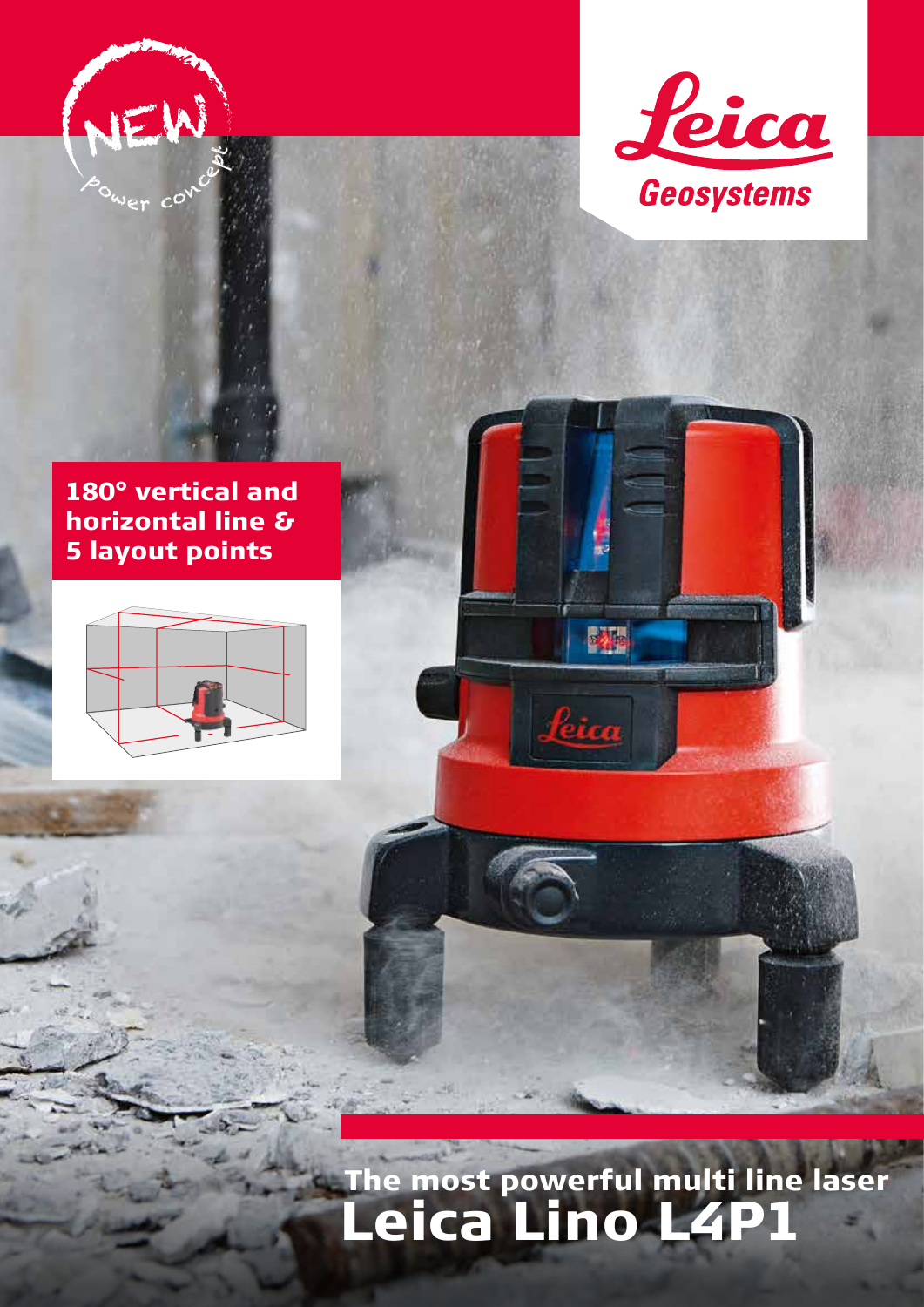NEW

Power concept

Leica Geosystems

**180° vertical and horizontal line & 5 layout points**

## The most powerful multi line laser

# Leica Lino L4P1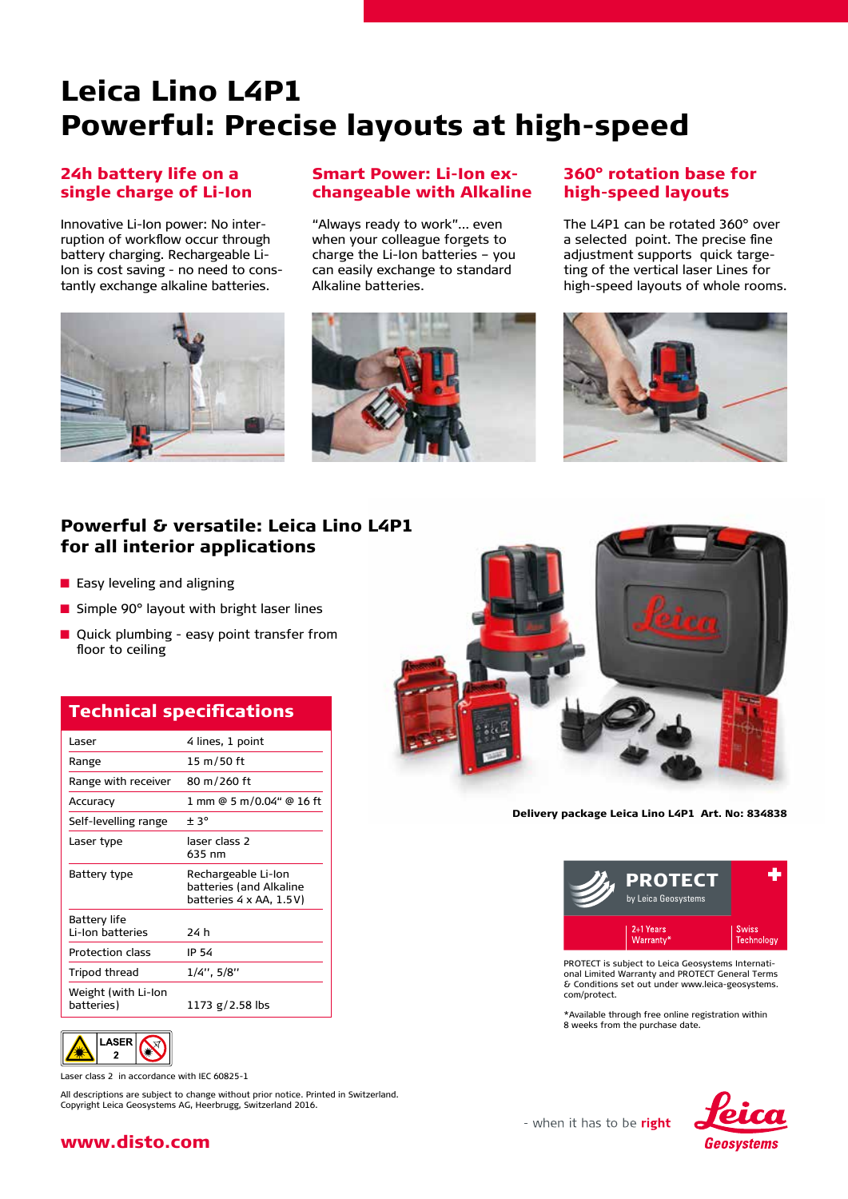# Leica Lino L4P1
# Powerful: Precise layouts at high-speed

### 24h battery life on a single charge of Li-Ion

Innovative Li-Ion power: No interruption of workflow occur through battery charging. Rechargeable Li-Ion is cost saving - no need to constantly exchange alkaline batteries.

### Smart Power: Li-Ion exchangeable with Alkaline

"Always ready to work"... even when your colleague forgets to charge the Li-Ion batteries – you can easily exchange to standard Alkaline batteries.

### 360° rotation base for high-speed layouts

The L4P1 can be rotated 360° over a selected point. The precise fine adjustment supports quick targeting of the vertical laser Lines for high-speed layouts of whole rooms.

## Powerful & versatile: Leica Lino L4P1 for all interior applications

- Easy leveling and aligning
- Simple 90° layout with bright laser lines
- Quick plumbing - easy point transfer from floor to ceiling

**Delivery package Leica Lino L4P1 Art. No: 834838**

## Technical specifications

| | |
|---|---|
| Laser | 4 lines, 1 point |
| Range | 15 m/50 ft |
| Range with receiver | 80 m/260 ft |
| Accuracy | 1 mm @ 5 m/0.04" @ 16 ft |
| Self-levelling range | ± 3° |
| Laser type | laser class 2<br>635 nm |
| Battery type | Rechargeable Li-Ion batteries (and Alkaline batteries 4 x AA, 1.5V) |
| Battery life<br>Li-Ion batteries | 24 h |
| Protection class | IP 54 |
| Tripod thread | 1/4'', 5/8'' |
| Weight (with Li-Ion batteries) | 1173 g/2.58 lbs |

LASER 2

Laser class 2 in accordance with IEC 60825-1

PROTECT by Leica Geosystems

2+1 Years Warranty*

Swiss Technology

PROTECT is subject to Leica Geosystems International Limited Warranty and PROTECT General Terms & Conditions set out under www.leica-geosystems.com/protect.

*Available through free online registration within 8 weeks from the purchase date.

All descriptions are subject to change without prior notice. Printed in Switzerland. Copyright Leica Geosystems AG, Heerbrugg, Switzerland 2016.

**www.disto.com**

- when it has to be **right**

Leica Geosystems